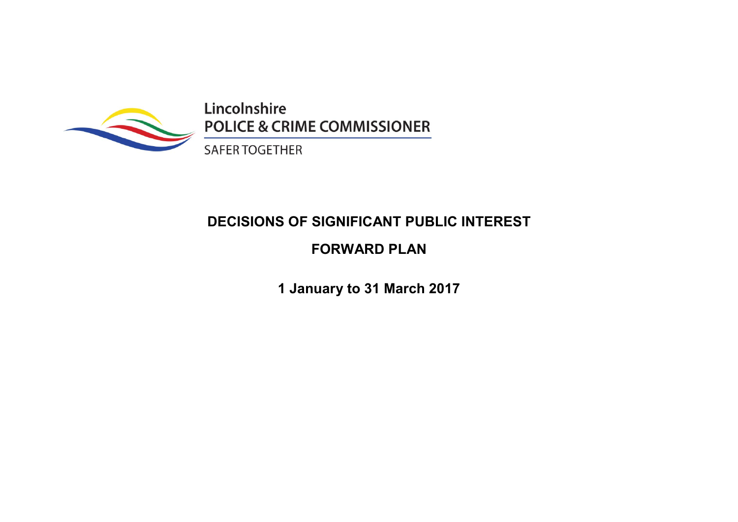Lincolnshire
POLICE & CRIME COMMISSIONER
SAFER TOGETHER

# DECISIONS OF SIGNIFICANT PUBLIC INTEREST

# FORWARD PLAN

## 1 January to 31 March 2017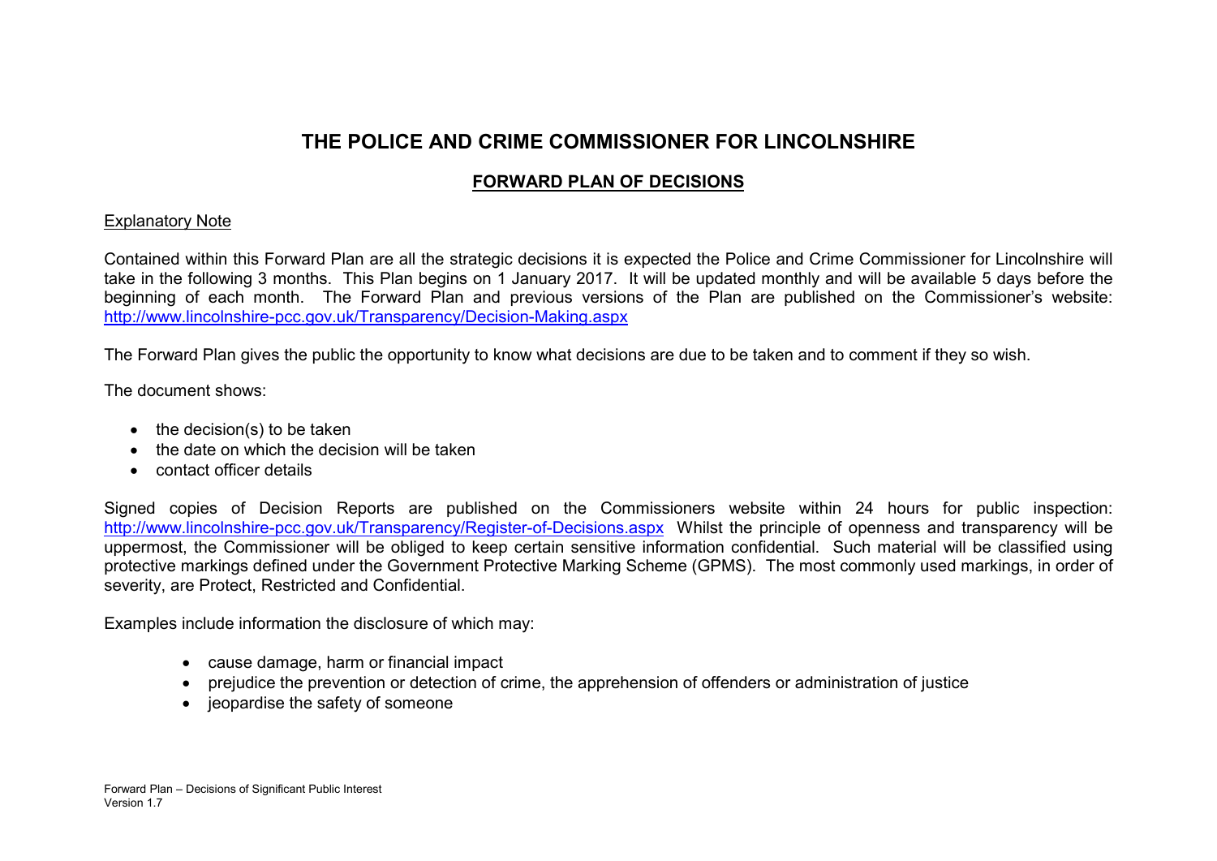# THE POLICE AND CRIME COMMISSIONER FOR LINCOLNSHIRE

## FORWARD PLAN OF DECISIONS

Explanatory Note

Contained within this Forward Plan are all the strategic decisions it is expected the Police and Crime Commissioner for Lincolnshire will take in the following 3 months. This Plan begins on 1 January 2017. It will be updated monthly and will be available 5 days before the beginning of each month. The Forward Plan and previous versions of the Plan are published on the Commissioner's website: http://www.lincolnshire-pcc.gov.uk/Transparency/Decision-Making.aspx

The Forward Plan gives the public the opportunity to know what decisions are due to be taken and to comment if they so wish.

The document shows:

- the decision(s) to be taken
- the date on which the decision will be taken
- contact officer details

Signed copies of Decision Reports are published on the Commissioners website within 24 hours for public inspection: http://www.lincolnshire-pcc.gov.uk/Transparency/Register-of-Decisions.aspx Whilst the principle of openness and transparency will be uppermost, the Commissioner will be obliged to keep certain sensitive information confidential. Such material will be classified using protective markings defined under the Government Protective Marking Scheme (GPMS). The most commonly used markings, in order of severity, are Protect, Restricted and Confidential.

Examples include information the disclosure of which may:

- cause damage, harm or financial impact
- prejudice the prevention or detection of crime, the apprehension of offenders or administration of justice
- jeopardise the safety of someone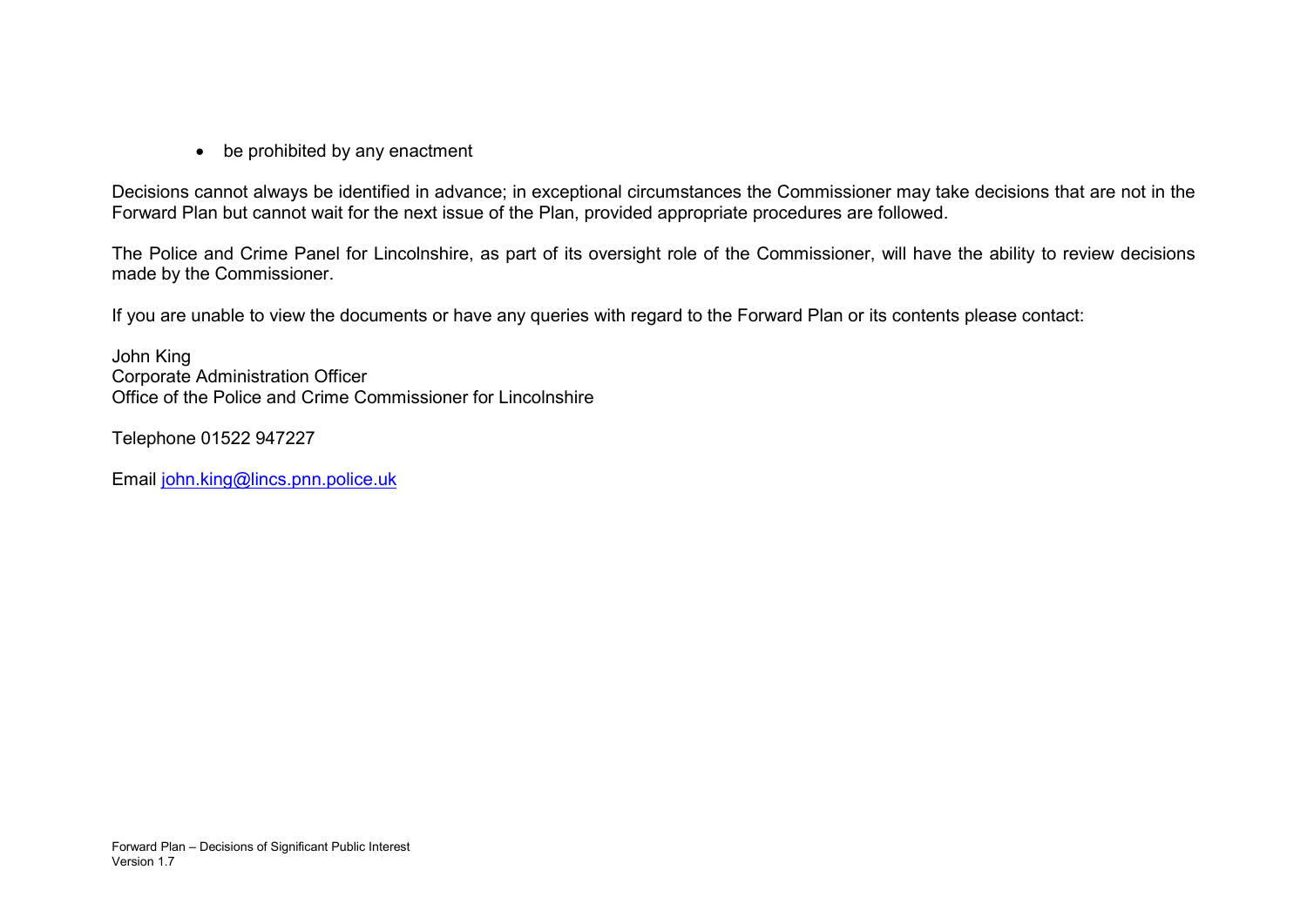- be prohibited by any enactment

Decisions cannot always be identified in advance; in exceptional circumstances the Commissioner may take decisions that are not in the Forward Plan but cannot wait for the next issue of the Plan, provided appropriate procedures are followed.

The Police and Crime Panel for Lincolnshire, as part of its oversight role of the Commissioner, will have the ability to review decisions made by the Commissioner.

If you are unable to view the documents or have any queries with regard to the Forward Plan or its contents please contact:

John King
Corporate Administration Officer
Office of the Police and Crime Commissioner for Lincolnshire

Telephone 01522 947227

Email [john.king@lincs.pnn.police.uk](mailto:john.king@lincs.pnn.police.uk)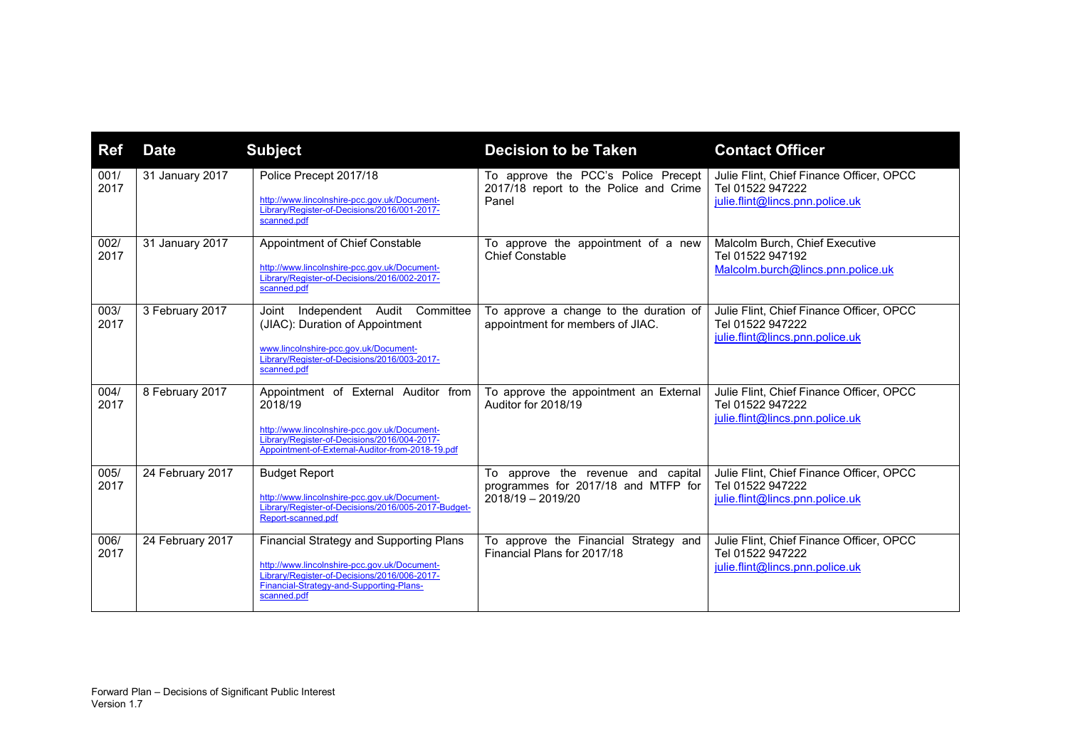| Ref | Date | Subject | Decision to be Taken | Contact Officer |
|---|---|---|---|---|
| 001/ 2017 | 31 January 2017 | Police Precept 2017/18<br><br>http://www.lincolnshire-pcc.gov.uk/Document-Library/Register-of-Decisions/2016/001-2017-scanned.pdf | To approve the PCC's Police Precept 2017/18 report to the Police and Crime Panel | Julie Flint, Chief Finance Officer, OPCC<br>Tel 01522 947222<br>julie.flint@lincs.pnn.police.uk |
| 002/ 2017 | 31 January 2017 | Appointment of Chief Constable<br><br>http://www.lincolnshire-pcc.gov.uk/Document-Library/Register-of-Decisions/2016/002-2017-scanned.pdf | To approve the appointment of a new Chief Constable | Malcolm Burch, Chief Executive<br>Tel 01522 947192<br>Malcolm.burch@lincs.pnn.police.uk |
| 003/ 2017 | 3 February 2017 | Joint Independent Audit Committee (JIAC): Duration of Appointment<br><br>www.lincolnshire-pcc.gov.uk/Document-Library/Register-of-Decisions/2016/003-2017-scanned.pdf | To approve a change to the duration of appointment for members of JIAC. | Julie Flint, Chief Finance Officer, OPCC<br>Tel 01522 947222<br>julie.flint@lincs.pnn.police.uk |
| 004/ 2017 | 8 February 2017 | Appointment of External Auditor from 2018/19<br><br>http://www.lincolnshire-pcc.gov.uk/Document-Library/Register-of-Decisions/2016/004-2017-Appointment-of-External-Auditor-from-2018-19.pdf | To approve the appointment an External Auditor for 2018/19 | Julie Flint, Chief Finance Officer, OPCC<br>Tel 01522 947222<br>julie.flint@lincs.pnn.police.uk |
| 005/ 2017 | 24 February 2017 | Budget Report<br><br>http://www.lincolnshire-pcc.gov.uk/Document-Library/Register-of-Decisions/2016/005-2017-Budget-Report-scanned.pdf | To approve the revenue and capital programmes for 2017/18 and MTFP for 2018/19 – 2019/20 | Julie Flint, Chief Finance Officer, OPCC<br>Tel 01522 947222<br>julie.flint@lincs.pnn.police.uk |
| 006/ 2017 | 24 February 2017 | Financial Strategy and Supporting Plans<br><br>http://www.lincolnshire-pcc.gov.uk/Document-Library/Register-of-Decisions/2016/006-2017-Financial-Strategy-and-Supporting-Plans-scanned.pdf | To approve the Financial Strategy and Financial Plans for 2017/18 | Julie Flint, Chief Finance Officer, OPCC<br>Tel 01522 947222<br>julie.flint@lincs.pnn.police.uk |

Forward Plan – Decisions of Significant Public Interest
Version 1.7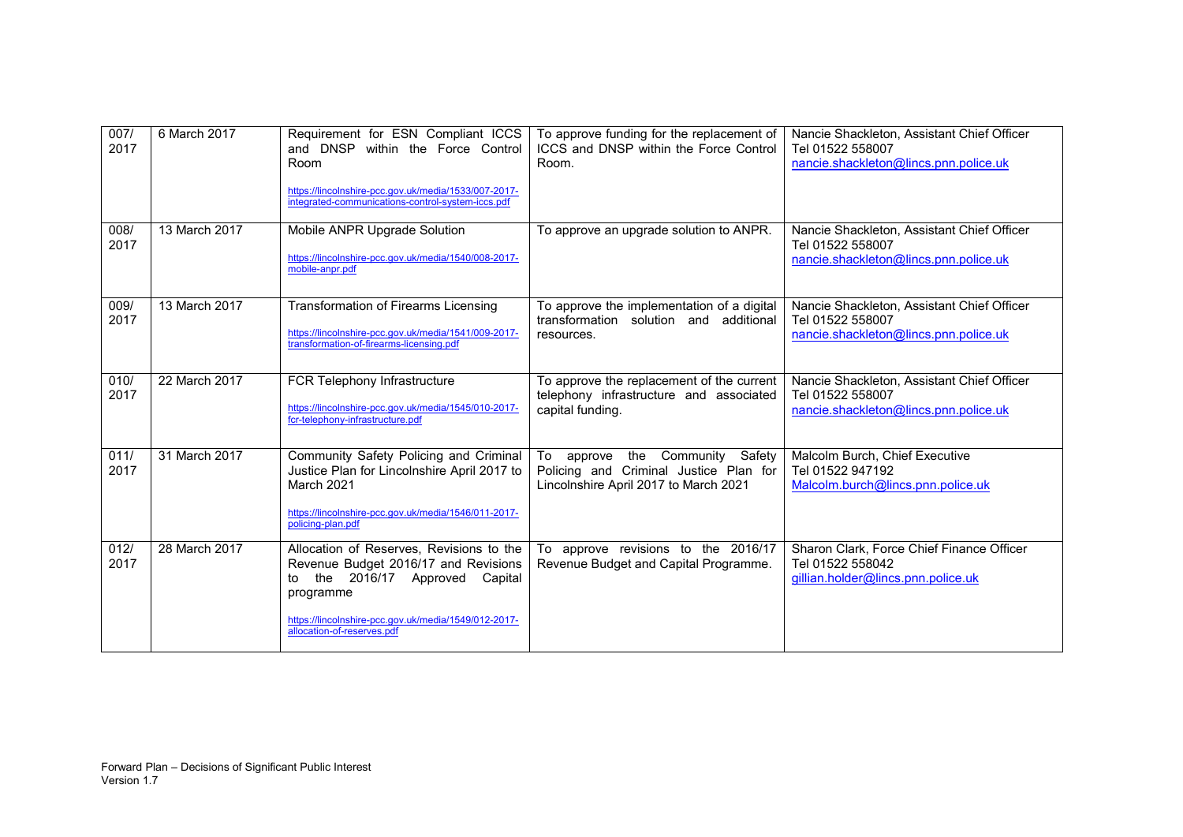| | | | | |
|---|---|---|---|---|
| 007/ 2017 | 6 March 2017 | Requirement for ESN Compliant ICCS and DNSP within the Force Control Room<br><br>https://lincolnshire-pcc.gov.uk/media/1533/007-2017-integrated-communications-control-system-iccs.pdf | To approve funding for the replacement of ICCS and DNSP within the Force Control Room. | Nancie Shackleton, Assistant Chief Officer<br>Tel 01522 558007<br>nancie.shackleton@lincs.pnn.police.uk |
| 008/ 2017 | 13 March 2017 | Mobile ANPR Upgrade Solution<br><br>https://lincolnshire-pcc.gov.uk/media/1540/008-2017-mobile-anpr.pdf | To approve an upgrade solution to ANPR. | Nancie Shackleton, Assistant Chief Officer<br>Tel 01522 558007<br>nancie.shackleton@lincs.pnn.police.uk |
| 009/ 2017 | 13 March 2017 | Transformation of Firearms Licensing<br><br>https://lincolnshire-pcc.gov.uk/media/1541/009-2017-transformation-of-firearms-licensing.pdf | To approve the implementation of a digital transformation solution and additional resources. | Nancie Shackleton, Assistant Chief Officer<br>Tel 01522 558007<br>nancie.shackleton@lincs.pnn.police.uk |
| 010/ 2017 | 22 March 2017 | FCR Telephony Infrastructure<br><br>https://lincolnshire-pcc.gov.uk/media/1545/010-2017-fcr-telephony-infrastructure.pdf | To approve the replacement of the current telephony infrastructure and associated capital funding. | Nancie Shackleton, Assistant Chief Officer<br>Tel 01522 558007<br>nancie.shackleton@lincs.pnn.police.uk |
| 011/ 2017 | 31 March 2017 | Community Safety Policing and Criminal Justice Plan for Lincolnshire April 2017 to March 2021<br><br>https://lincolnshire-pcc.gov.uk/media/1546/011-2017-policing-plan.pdf | To approve the Community Safety Policing and Criminal Justice Plan for Lincolnshire April 2017 to March 2021 | Malcolm Burch, Chief Executive<br>Tel 01522 947192<br>Malcolm.burch@lincs.pnn.police.uk |
| 012/ 2017 | 28 March 2017 | Allocation of Reserves, Revisions to the Revenue Budget 2016/17 and Revisions to the 2016/17 Approved Capital programme<br><br>https://lincolnshire-pcc.gov.uk/media/1549/012-2017-allocation-of-reserves.pdf | To approve revisions to the 2016/17 Revenue Budget and Capital Programme. | Sharon Clark, Force Chief Finance Officer<br>Tel 01522 558042<br>gillian.holder@lincs.pnn.police.uk |

Forward Plan – Decisions of Significant Public Interest
Version 1.7